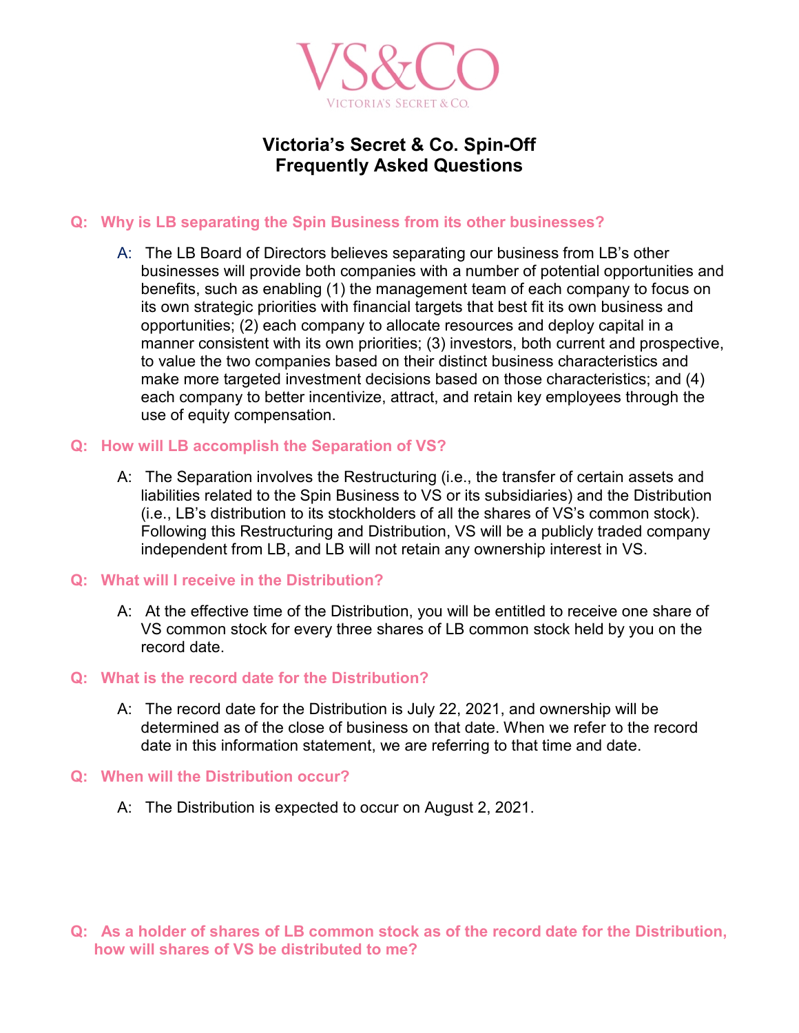VS&Co

VICTORIA'S SECRET & CO.

# Victoria's Secret & Co. Spin-Off
# Frequently Asked Questions

**Q: Why is LB separating the Spin Business from its other businesses?**

A: The LB Board of Directors believes separating our business from LB's other businesses will provide both companies with a number of potential opportunities and benefits, such as enabling (1) the management team of each company to focus on its own strategic priorities with financial targets that best fit its own business and opportunities; (2) each company to allocate resources and deploy capital in a manner consistent with its own priorities; (3) investors, both current and prospective, to value the two companies based on their distinct business characteristics and make more targeted investment decisions based on those characteristics; and (4) each company to better incentivize, attract, and retain key employees through the use of equity compensation.

**Q: How will LB accomplish the Separation of VS?**

A: The Separation involves the Restructuring (i.e., the transfer of certain assets and liabilities related to the Spin Business to VS or its subsidiaries) and the Distribution (i.e., LB's distribution to its stockholders of all the shares of VS's common stock). Following this Restructuring and Distribution, VS will be a publicly traded company independent from LB, and LB will not retain any ownership interest in VS.

**Q: What will I receive in the Distribution?**

A: At the effective time of the Distribution, you will be entitled to receive one share of VS common stock for every three shares of LB common stock held by you on the record date.

**Q: What is the record date for the Distribution?**

A: The record date for the Distribution is July 22, 2021, and ownership will be determined as of the close of business on that date. When we refer to the record date in this information statement, we are referring to that time and date.

**Q: When will the Distribution occur?**

A: The Distribution is expected to occur on August 2, 2021.

**Q: As a holder of shares of LB common stock as of the record date for the Distribution, how will shares of VS be distributed to me?**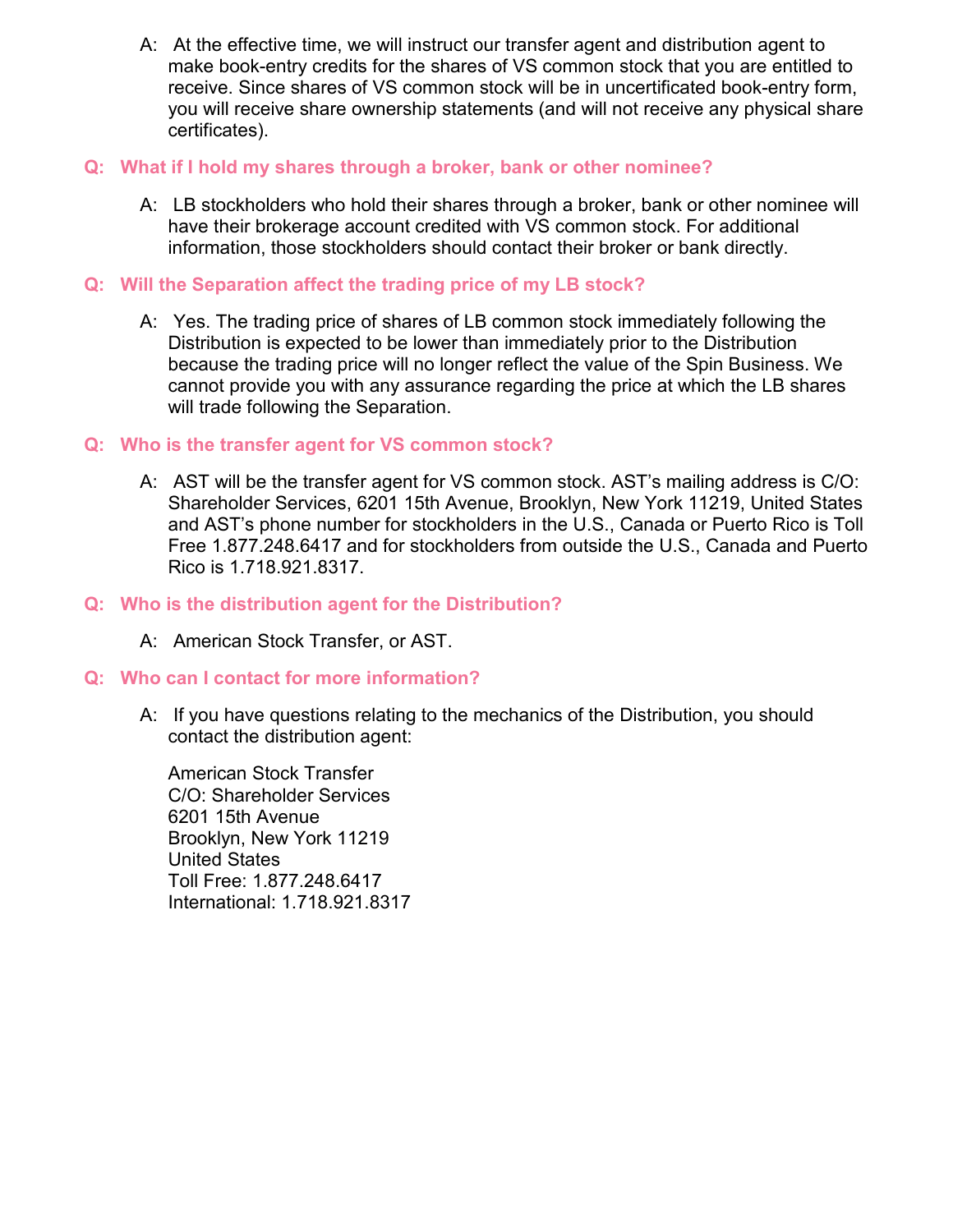A: At the effective time, we will instruct our transfer agent and distribution agent to make book-entry credits for the shares of VS common stock that you are entitled to receive. Since shares of VS common stock will be in uncertificated book-entry form, you will receive share ownership statements (and will not receive any physical share certificates).

**Q: What if I hold my shares through a broker, bank or other nominee?**

A: LB stockholders who hold their shares through a broker, bank or other nominee will have their brokerage account credited with VS common stock. For additional information, those stockholders should contact their broker or bank directly.

**Q: Will the Separation affect the trading price of my LB stock?**

A: Yes. The trading price of shares of LB common stock immediately following the Distribution is expected to be lower than immediately prior to the Distribution because the trading price will no longer reflect the value of the Spin Business. We cannot provide you with any assurance regarding the price at which the LB shares will trade following the Separation.

**Q: Who is the transfer agent for VS common stock?**

A: AST will be the transfer agent for VS common stock. AST's mailing address is C/O: Shareholder Services, 6201 15th Avenue, Brooklyn, New York 11219, United States and AST's phone number for stockholders in the U.S., Canada or Puerto Rico is Toll Free 1.877.248.6417 and for stockholders from outside the U.S., Canada and Puerto Rico is 1.718.921.8317.

**Q: Who is the distribution agent for the Distribution?**

A: American Stock Transfer, or AST.

**Q: Who can I contact for more information?**

A: If you have questions relating to the mechanics of the Distribution, you should contact the distribution agent:

American Stock Transfer
C/O: Shareholder Services
6201 15th Avenue
Brooklyn, New York 11219
United States
Toll Free: 1.877.248.6417
International: 1.718.921.8317